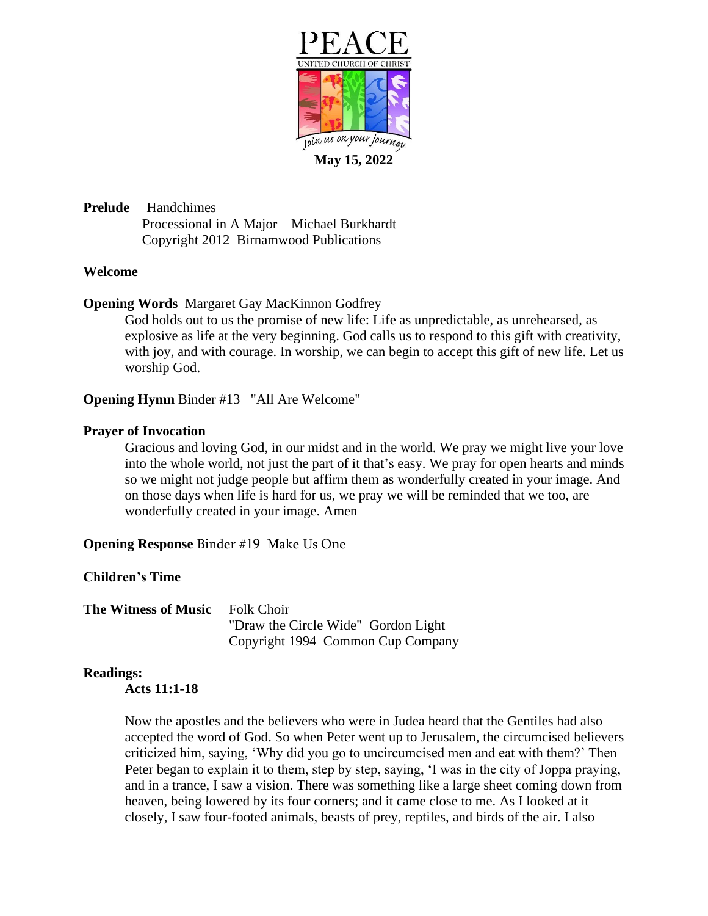# PEACE

UNITED CHURCH OF CHRIST

*Join us on your journey*

**May 15, 2022**

**Prelude** Handchimes
Processional in A Major Michael Burkhardt
Copyright 2012 Birnamwood Publications

**Welcome**

**Opening Words** Margaret Gay MacKinnon Godfrey

God holds out to us the promise of new life: Life as unpredictable, as unrehearsed, as explosive as life at the very beginning. God calls us to respond to this gift with creativity, with joy, and with courage. In worship, we can begin to accept this gift of new life. Let us worship God.

**Opening Hymn** Binder #13 "All Are Welcome"

**Prayer of Invocation**

Gracious and loving God, in our midst and in the world. We pray we might live your love into the whole world, not just the part of it that's easy. We pray for open hearts and minds so we might not judge people but affirm them as wonderfully created in your image. And on those days when life is hard for us, we pray we will be reminded that we too, are wonderfully created in your image. Amen

**Opening Response** Binder #19 Make Us One

**Children's Time**

**The Witness of Music** Folk Choir
"Draw the Circle Wide" Gordon Light
Copyright 1994 Common Cup Company

**Readings:**

**Acts 11:1-18**

Now the apostles and the believers who were in Judea heard that the Gentiles had also accepted the word of God. So when Peter went up to Jerusalem, the circumcised believers criticized him, saying, 'Why did you go to uncircumcised men and eat with them?' Then Peter began to explain it to them, step by step, saying, 'I was in the city of Joppa praying, and in a trance, I saw a vision. There was something like a large sheet coming down from heaven, being lowered by its four corners; and it came close to me. As I looked at it closely, I saw four-footed animals, beasts of prey, reptiles, and birds of the air. I also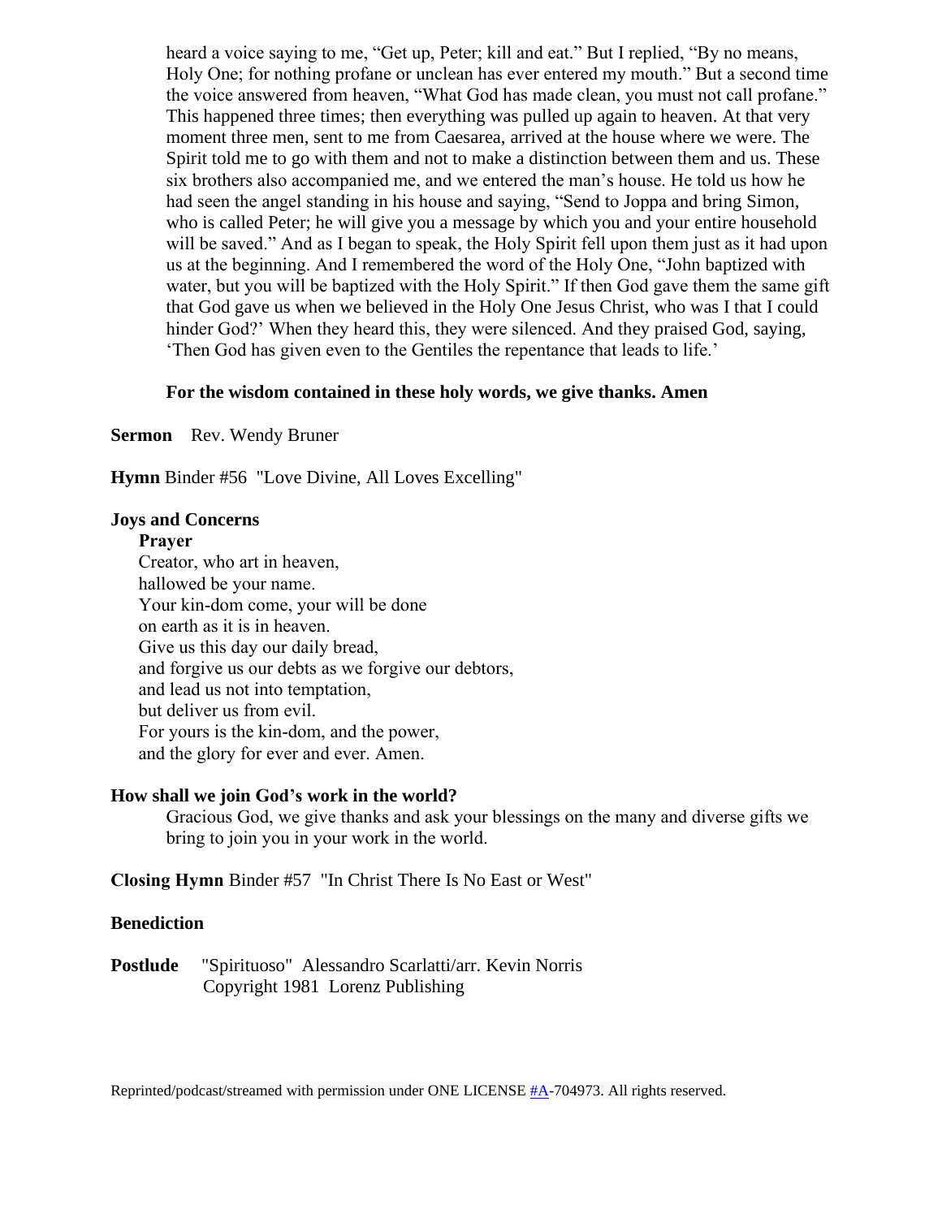heard a voice saying to me, "Get up, Peter; kill and eat." But I replied, "By no means, Holy One; for nothing profane or unclean has ever entered my mouth." But a second time the voice answered from heaven, "What God has made clean, you must not call profane." This happened three times; then everything was pulled up again to heaven. At that very moment three men, sent to me from Caesarea, arrived at the house where we were. The Spirit told me to go with them and not to make a distinction between them and us. These six brothers also accompanied me, and we entered the man's house. He told us how he had seen the angel standing in his house and saying, "Send to Joppa and bring Simon, who is called Peter; he will give you a message by which you and your entire household will be saved." And as I began to speak, the Holy Spirit fell upon them just as it had upon us at the beginning. And I remembered the word of the Holy One, "John baptized with water, but you will be baptized with the Holy Spirit." If then God gave them the same gift that God gave us when we believed in the Holy One Jesus Christ, who was I that I could hinder God?' When they heard this, they were silenced. And they praised God, saying, 'Then God has given even to the Gentiles the repentance that leads to life.'

**For the wisdom contained in these holy words, we give thanks. Amen**

**Sermon** Rev. Wendy Bruner

**Hymn** Binder #56 "Love Divine, All Loves Excelling"

**Joys and Concerns**

**Prayer**

Creator, who art in heaven,
hallowed be your name.
Your kin-dom come, your will be done
on earth as it is in heaven.
Give us this day our daily bread,
and forgive us our debts as we forgive our debtors,
and lead us not into temptation,
but deliver us from evil.
For yours is the kin-dom, and the power,
and the glory for ever and ever. Amen.

**How shall we join God's work in the world?**

Gracious God, we give thanks and ask your blessings on the many and diverse gifts we bring to join you in your work in the world.

**Closing Hymn** Binder #57 "In Christ There Is No East or West"

**Benediction**

**Postlude** "Spirituoso" Alessandro Scarlatti/arr. Kevin Norris
Copyright 1981 Lorenz Publishing

Reprinted/podcast/streamed with permission under ONE LICENSE #A-704973. All rights reserved.